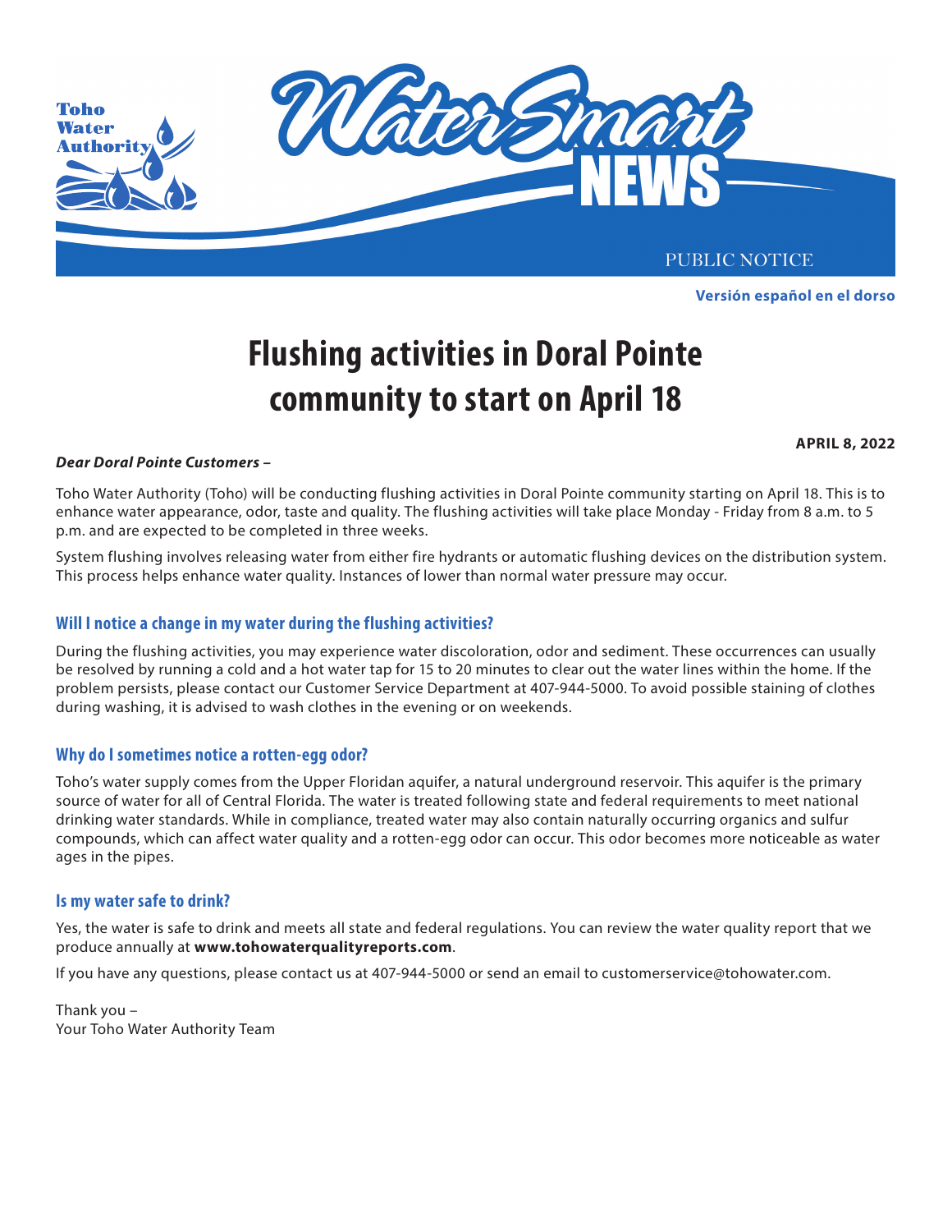Toho Water Authority

# WaterSmart NEWS

PUBLIC NOTICE

**Versión español en el dorso**

# Flushing activities in Doral Pointe community to start on April 18

**APRIL 8, 2022**

***Dear Doral Pointe Customers –***

Toho Water Authority (Toho) will be conducting flushing activities in Doral Pointe community starting on April 18. This is to enhance water appearance, odor, taste and quality. The flushing activities will take place Monday - Friday from 8 a.m. to 5 p.m. and are expected to be completed in three weeks.

System flushing involves releasing water from either fire hydrants or automatic flushing devices on the distribution system. This process helps enhance water quality. Instances of lower than normal water pressure may occur.

## Will I notice a change in my water during the flushing activities?

During the flushing activities, you may experience water discoloration, odor and sediment. These occurrences can usually be resolved by running a cold and a hot water tap for 15 to 20 minutes to clear out the water lines within the home. If the problem persists, please contact our Customer Service Department at 407-944-5000. To avoid possible staining of clothes during washing, it is advised to wash clothes in the evening or on weekends.

## Why do I sometimes notice a rotten-egg odor?

Toho's water supply comes from the Upper Floridan aquifer, a natural underground reservoir. This aquifer is the primary source of water for all of Central Florida. The water is treated following state and federal requirements to meet national drinking water standards. While in compliance, treated water may also contain naturally occurring organics and sulfur compounds, which can affect water quality and a rotten-egg odor can occur. This odor becomes more noticeable as water ages in the pipes.

## Is my water safe to drink?

Yes, the water is safe to drink and meets all state and federal regulations. You can review the water quality report that we produce annually at **www.tohowaterqualityreports.com**.

If you have any questions, please contact us at 407-944-5000 or send an email to customerservice@tohowater.com.

Thank you –
Your Toho Water Authority Team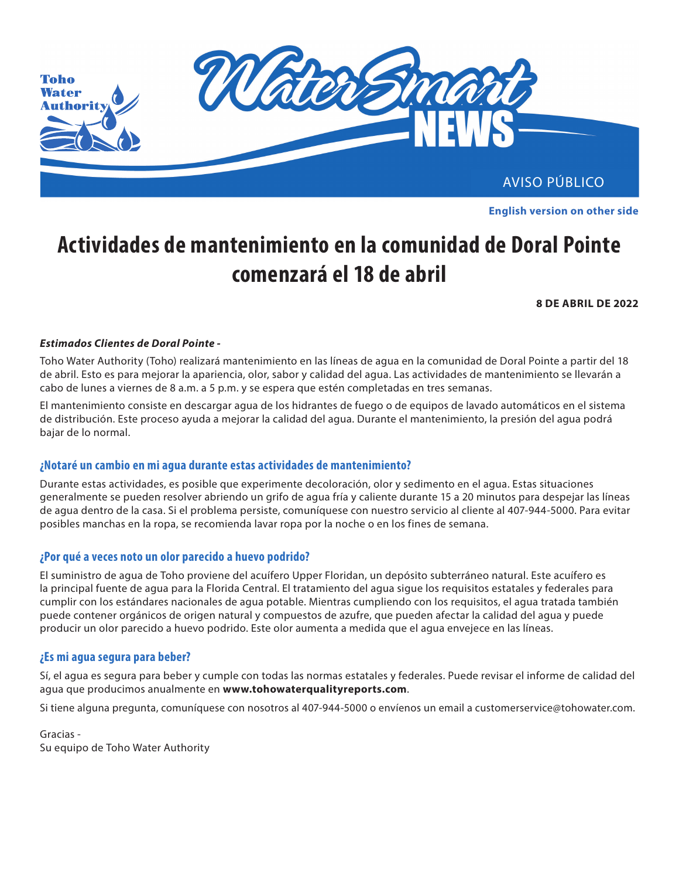Toho Water Authority

WaterSmart NEWS

AVISO PÚBLICO

**English version on other side**

# Actividades de mantenimiento en la comunidad de Doral Pointe comenzará el 18 de abril

**8 DE ABRIL DE 2022**

***Estimados Clientes de Doral Pointe -***

Toho Water Authority (Toho) realizará mantenimiento en las líneas de agua en la comunidad de Doral Pointe a partir del 18 de abril. Esto es para mejorar la apariencia, olor, sabor y calidad del agua. Las actividades de mantenimiento se llevarán a cabo de lunes a viernes de 8 a.m. a 5 p.m. y se espera que estén completadas en tres semanas.

El mantenimiento consiste en descargar agua de los hidrantes de fuego o de equipos de lavado automáticos en el sistema de distribución. Este proceso ayuda a mejorar la calidad del agua. Durante el mantenimiento, la presión del agua podrá bajar de lo normal.

## ¿Notaré un cambio en mi agua durante estas actividades de mantenimiento?

Durante estas actividades, es posible que experimente decoloración, olor y sedimento en el agua. Estas situaciones generalmente se pueden resolver abriendo un grifo de agua fría y caliente durante 15 a 20 minutos para despejar las líneas de agua dentro de la casa. Si el problema persiste, comuníquese con nuestro servicio al cliente al 407-944-5000. Para evitar posibles manchas en la ropa, se recomienda lavar ropa por la noche o en los fines de semana.

## ¿Por qué a veces noto un olor parecido a huevo podrido?

El suministro de agua de Toho proviene del acuífero Upper Floridan, un depósito subterráneo natural. Este acuífero es la principal fuente de agua para la Florida Central. El tratamiento del agua sigue los requisitos estatales y federales para cumplir con los estándares nacionales de agua potable. Mientras cumpliendo con los requisitos, el agua tratada también puede contener orgánicos de origen natural y compuestos de azufre, que pueden afectar la calidad del agua y puede producir un olor parecido a huevo podrido. Este olor aumenta a medida que el agua envejece en las líneas.

## ¿Es mi agua segura para beber?

Sí, el agua es segura para beber y cumple con todas las normas estatales y federales. Puede revisar el informe de calidad del agua que producimos anualmente en **www.tohowaterqualityreports.com**.

Si tiene alguna pregunta, comuníquese con nosotros al 407-944-5000 o envíenos un email a customerservice@tohowater.com.

Gracias -
Su equipo de Toho Water Authority